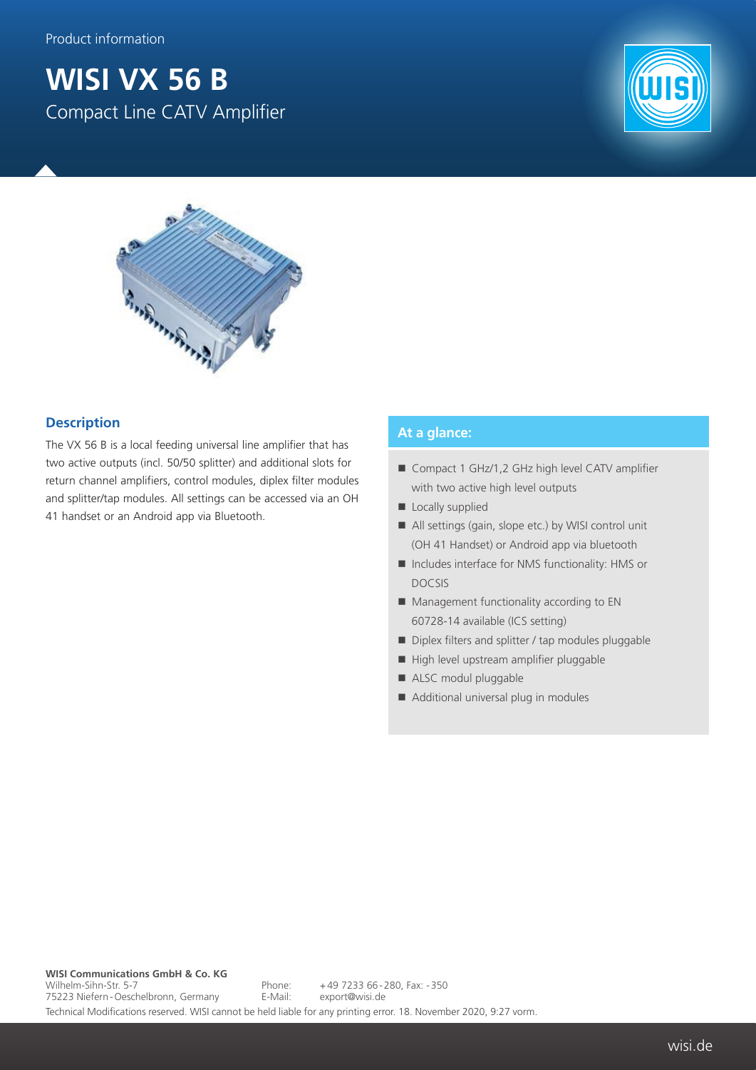Product information

# WISI VX 56 B

Compact Line CATV Amplifier

## Description

The VX 56 B is a local feeding universal line amplifier that has two active outputs (incl. 50/50 splitter) and additional slots for return channel amplifiers, control modules, diplex filter modules and splitter/tap modules. All settings can be accessed via an OH 41 handset or an Android app via Bluetooth.

## At a glance:

- Compact 1 GHz/1,2 GHz high level CATV amplifier with two active high level outputs
- Locally supplied
- All settings (gain, slope etc.) by WISI control unit (OH 41 Handset) or Android app via bluetooth
- Includes interface for NMS functionality: HMS or DOCSIS
- Management functionality according to EN 60728-14 available (ICS setting)
- Diplex filters and splitter / tap modules pluggable
- High level upstream amplifier pluggable
- ALSC modul pluggable
- Additional universal plug in modules

**WISI Communications GmbH & Co. KG**
Wilhelm-Sihn-Str. 5-7
75223 Niefern-Oeschelbronn, Germany
Phone: +49 7233 66-280, Fax: -350
E-Mail: export@wisi.de

Technical Modifications reserved. WISI cannot be held liable for any printing error. 18. November 2020, 9:27 vorm.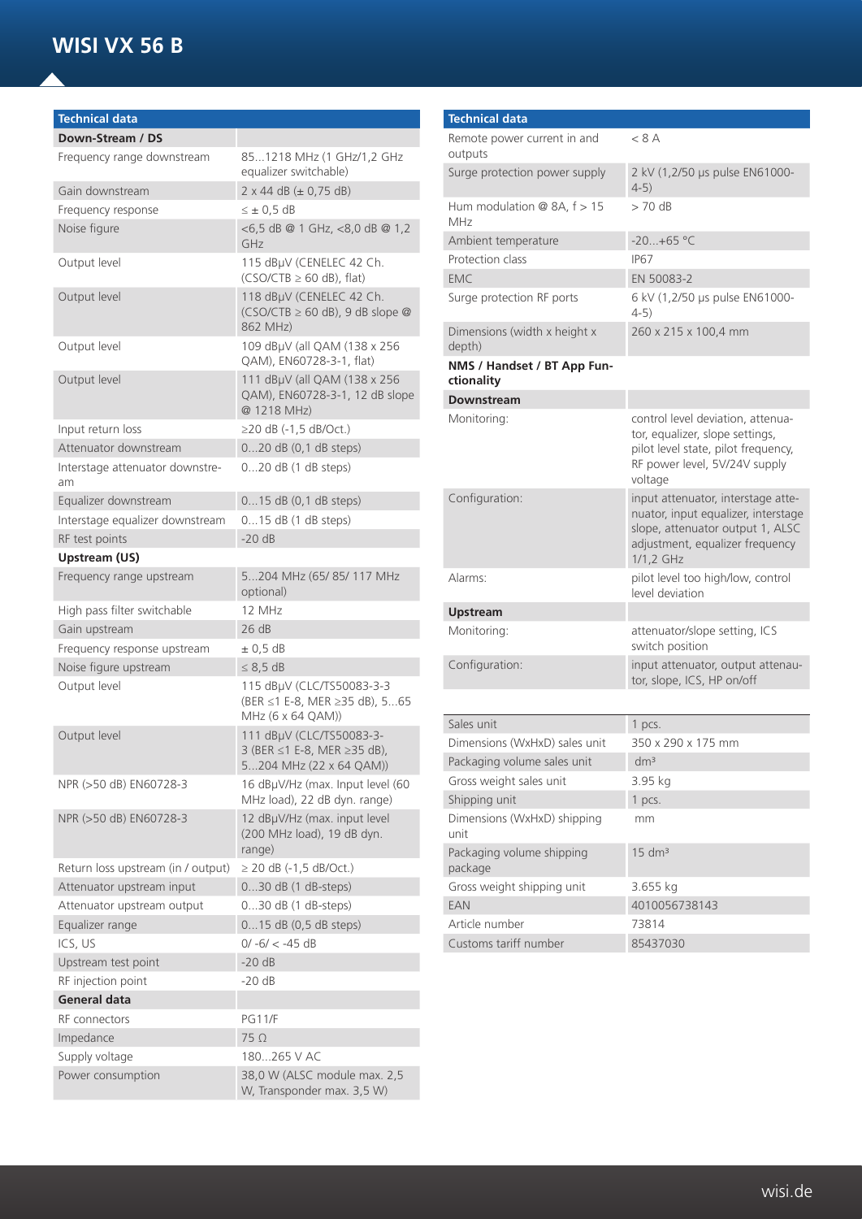# WISI VX 56 B

| Technical data | |
|---|---|
| **Down-Stream / DS** | |
| Frequency range downstream | 85...1218 MHz (1 GHz/1,2 GHz equalizer switchable) |
| Gain downstream | 2 x 44 dB (± 0,75 dB) |
| Frequency response | ≤ ± 0,5 dB |
| Noise figure | <6,5 dB @ 1 GHz, <8,0 dB @ 1,2 GHz |
| Output level | 115 dBµV (CENELEC 42 Ch. (CSO/CTB ≥ 60 dB), flat) |
| Output level | 118 dBµV (CENELEC 42 Ch. (CSO/CTB ≥ 60 dB), 9 dB slope @ 862 MHz) |
| Output level | 109 dBµV (all QAM (138 x 256 QAM), EN60728-3-1, flat) |
| Output level | 111 dBµV (all QAM (138 x 256 QAM), EN60728-3-1, 12 dB slope @ 1218 MHz) |
| Input return loss | ≥20 dB (-1,5 dB/Oct.) |
| Attenuator downstream | 0...20 dB (0,1 dB steps) |
| Interstage attenuator downstream | 0...20 dB (1 dB steps) |
| Equalizer downstream | 0...15 dB (0,1 dB steps) |
| Interstage equalizer downstream | 0...15 dB (1 dB steps) |
| RF test points | -20 dB |
| **Upstream (US)** | |
| Frequency range upstream | 5...204 MHz (65/ 85/ 117 MHz optional) |
| High pass filter switchable | 12 MHz |
| Gain upstream | 26 dB |
| Frequency response upstream | ± 0,5 dB |
| Noise figure upstream | ≤ 8,5 dB |
| Output level | 115 dBµV (CLC/TS50083-3-3 (BER ≤1 E-8, MER ≥35 dB), 5...65 MHz (6 x 64 QAM)) |
| Output level | 111 dBµV (CLC/TS50083-3-3 (BER ≤1 E-8, MER ≥35 dB), 5...204 MHz (22 x 64 QAM)) |
| NPR (>50 dB) EN60728-3 | 16 dBµV/Hz (max. Input level (60 MHz load), 22 dB dyn. range) |
| NPR (>50 dB) EN60728-3 | 12 dBµV/Hz (max. input level (200 MHz load), 19 dB dyn. range) |
| Return loss upstream (in / output) | ≥ 20 dB (-1,5 dB/Oct.) |
| Attenuator upstream input | 0...30 dB (1 dB-steps) |
| Attenuator upstream output | 0...30 dB (1 dB-steps) |
| Equalizer range | 0...15 dB (0,5 dB steps) |
| ICS, US | 0/ -6/ < -45 dB |
| Upstream test point | -20 dB |
| RF injection point | -20 dB |
| **General data** | |
| RF connectors | PG11/F |
| Impedance | 75 Ω |
| Supply voltage | 180...265 V AC |
| Power consumption | 38,0 W (ALSC module max. 2,5 W, Transponder max. 3,5 W) |

| Technical data | |
|---|---|
| Remote power current in and outputs | < 8 A |
| Surge protection power supply | 2 kV (1,2/50 µs pulse EN61000-4-5) |
| Hum modulation @ 8A, f > 15 MHz | > 70 dB |
| Ambient temperature | -20...+65 °C |
| Protection class | IP67 |
| EMC | EN 50083-2 |
| Surge protection RF ports | 6 kV (1,2/50 µs pulse EN61000-4-5) |
| Dimensions (width x height x depth) | 260 x 215 x 100,4 mm |
| **NMS / Handset / BT App Functionality** | |
| **Downstream** | |
| Monitoring: | control level deviation, attenuator, equalizer, slope settings, pilot level state, pilot frequency, RF power level, 5V/24V supply voltage |
| Configuration: | input attenuator, interstage attenuator, input equalizer, interstage slope, attenuator output 1, ALSC adjustment, equalizer frequency 1/1,2 GHz |
| Alarms: | pilot level too high/low, control level deviation |
| **Upstream** | |
| Monitoring: | attenuator/slope setting, ICS switch position |
| Configuration: | input attenuator, output attenuator, slope, ICS, HP on/off |

| | |
|---|---|
| Sales unit | 1 pcs. |
| Dimensions (WxHxD) sales unit | 350 x 290 x 175 mm |
| Packaging volume sales unit | dm³ |
| Gross weight sales unit | 3.95 kg |
| Shipping unit | 1 pcs. |
| Dimensions (WxHxD) shipping unit | mm |
| Packaging volume shipping package | 15 dm³ |
| Gross weight shipping unit | 3.655 kg |
| EAN | 4010056738143 |
| Article number | 73814 |
| Customs tariff number | 85437030 |

wisi.de